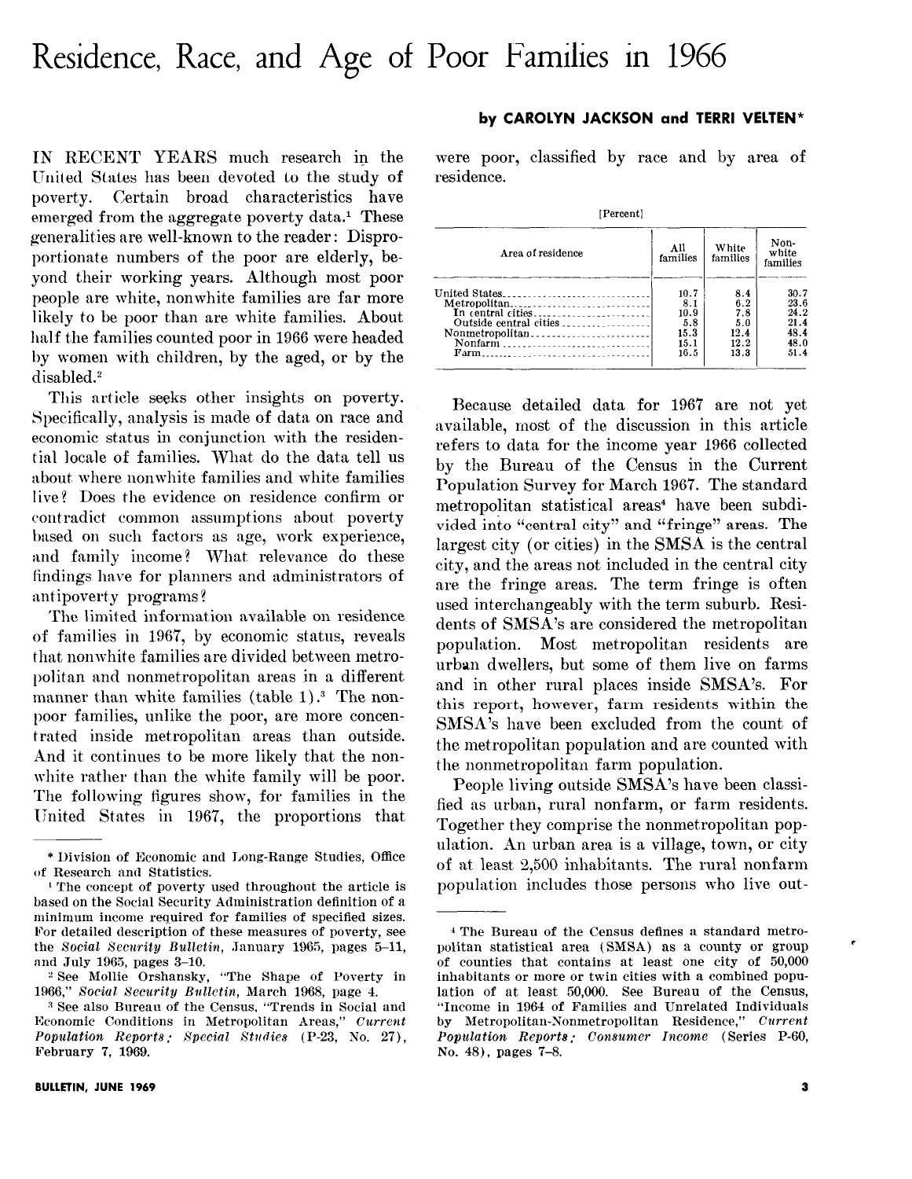# Residence, Race, and Age of Poor Families in 1966

**by CAROLYN JACKSON and TERRI VELTEN***

IN RECENT YEARS much research in the United States has been devoted to the study of poverty. Certain broad characteristics have emerged from the aggregate poverty data.[1] These generalities are well-known to the reader: Disproportionate numbers of the poor are elderly, beyond their working years. Although most poor people are white, nonwhite families are far more likely to be poor than are white families. About half the families counted poor in 1966 were headed by women with children, by the aged, or by the disabled.[2]

This article seeks other insights on poverty. Specifically, analysis is made of data on race and economic status in conjunction with the residential locale of families. What do the data tell us about where nonwhite families and white families live? Does the evidence on residence confirm or contradict common assumptions about poverty based on such factors as age, work experience, and family income? What relevance do these findings have for planners and administrators of antipoverty programs?

The limited information available on residence of families in 1967, by economic status, reveals that nonwhite families are divided between metropolitan and nonmetropolitan areas in a different manner than white families (table 1).[3] The nonpoor families, unlike the poor, are more concentrated inside metropolitan areas than outside. And it continues to be more likely that the nonwhite rather than the white family will be poor. The following figures show, for families in the United States in 1967, the proportions that were poor, classified by race and by area of residence.

[Percent]

| Area of residence | All families | White families | Nonwhite families |
|---|---|---|---|
| United States | 10.7 | 8.4 | 30.7 |
| Metropolitan | 8.1 | 6.2 | 23.6 |
| In central cities | 10.9 | 7.8 | 24.2 |
| Outside central cities | 5.8 | 5.0 | 21.4 |
| Nonmetropolitan | 15.3 | 12.4 | 48.4 |
| Nonfarm | 15.1 | 12.2 | 48.0 |
| Farm | 16.5 | 13.3 | 51.4 |

Because detailed data for 1967 are not yet available, most of the discussion in this article refers to data for the income year 1966 collected by the Bureau of the Census in the Current Population Survey for March 1967. The standard metropolitan statistical areas[4] have been subdivided into "central city" and "fringe" areas. The largest city (or cities) in the SMSA is the central city, and the areas not included in the central city are the fringe areas. The term fringe is often used interchangeably with the term suburb. Residents of SMSA's are considered the metropolitan population. Most metropolitan residents are urban dwellers, but some of them live on farms and in other rural places inside SMSA's. For this report, however, farm residents within the SMSA's have been excluded from the count of the metropolitan population and are counted with the nonmetropolitan farm population.

People living outside SMSA's have been classified as urban, rural nonfarm, or farm residents. Together they comprise the nonmetropolitan population. An urban area is a village, town, or city of at least 2,500 inhabitants. The rural nonfarm population includes those persons who live out-

---

* Division of Economic and Long-Range Studies, Office of Research and Statistics.

[1] The concept of poverty used throughout the article is based on the Social Security Administration definition of a minimum income required for families of specified sizes. For detailed description of these measures of poverty, see the *Social Security Bulletin*, January 1965, pages 5–11, and July 1965, pages 3–10.

[2] See Mollie Orshansky, "The Shape of Poverty in 1966," *Social Security Bulletin*, March 1968, page 4.

[3] See also Bureau of the Census, "Trends in Social and Economic Conditions in Metropolitan Areas," *Current Population Reports; Special Studies* (P-23, No. 27), February 7, 1969.

[4] The Bureau of the Census defines a standard metropolitan statistical area (SMSA) as a county or group of counties that contains at least one city of 50,000 inhabitants or more or twin cities with a combined population of at least 50,000. See Bureau of the Census, "Income in 1964 of Families and Unrelated Individuals by Metropolitan-Nonmetropolitan Residence," *Current Population Reports; Consumer Income* (Series P-60, No. 48), pages 7–8.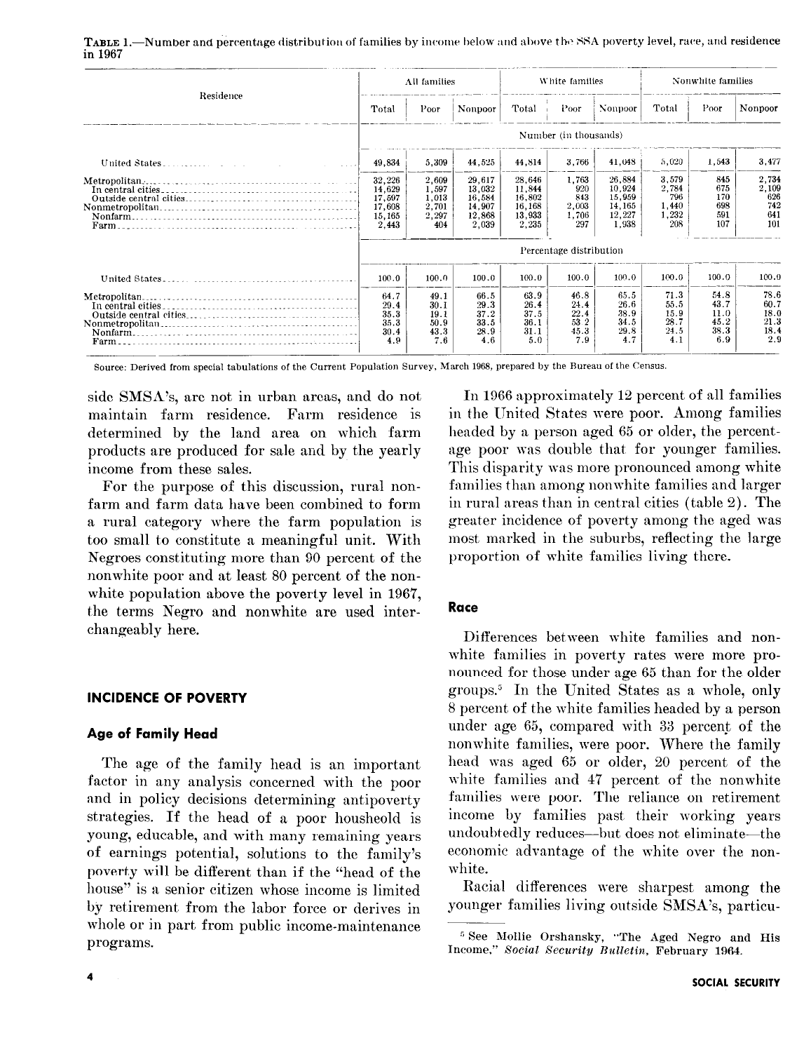**TABLE 1.**—Number and percentage distribution of families by income below and above the SSA poverty level, race, and residence in 1967

| Residence | All families | | | White families | | | Nonwhite families | | |
|---|---|---|---|---|---|---|---|---|---|
| | Total | Poor | Nonpoor | Total | Poor | Nonpoor | Total | Poor | Nonpoor |
| | Number (in thousands) | | | | | | | | |
| United States | 49,834 | 5,309 | 44,525 | 44,814 | 3,766 | 41,048 | 5,020 | 1,543 | 3,477 |
| Metropolitan | 32,226 | 2,609 | 29,617 | 28,646 | 1,763 | 26,884 | 3,579 | 845 | 2,734 |
| In central cities | 14,629 | 1,597 | 13,032 | 11,844 | 920 | 10,924 | 2,784 | 675 | 2,109 |
| Outside central cities | 17,597 | 1,013 | 16,584 | 16,802 | 843 | 15,959 | 796 | 170 | 626 |
| Nonmetropolitan | 17,608 | 2,701 | 14,907 | 16,168 | 2,003 | 14,165 | 1,440 | 698 | 742 |
| Nonfarm | 15,165 | 2,297 | 12,868 | 13,933 | 1,706 | 12,227 | 1,232 | 591 | 641 |
| Farm | 2,443 | 404 | 2,039 | 2,235 | 297 | 1,938 | 208 | 107 | 101 |
| | Percentage distribution | | | | | | | | |
| United States | 100.0 | 100.0 | 100.0 | 100.0 | 100.0 | 100.0 | 100.0 | 100.0 | 100.0 |
| Metropolitan | 64.7 | 49.1 | 66.5 | 63.9 | 46.8 | 65.5 | 71.3 | 54.8 | 78.6 |
| In central cities | 29.4 | 30.1 | 29.3 | 26.4 | 24.4 | 26.6 | 55.5 | 43.7 | 60.7 |
| Outside central cities | 35.3 | 19.1 | 37.2 | 37.5 | 22.4 | 38.9 | 15.9 | 11.0 | 18.0 |
| Nonmetropolitan | 35.3 | 50.9 | 33.5 | 36.1 | 53.2 | 34.5 | 28.7 | 45.2 | 21.3 |
| Nonfarm | 30.4 | 43.3 | 28.9 | 31.1 | 45.3 | 29.8 | 24.5 | 38.3 | 18.4 |
| Farm | 4.9 | 7.6 | 4.6 | 5.0 | 7.9 | 4.7 | 4.1 | 6.9 | 2.9 |

Source: Derived from special tabulations of the Current Population Survey, March 1968, prepared by the Bureau of the Census.

side SMSA's, are not in urban areas, and do not maintain farm residence. Farm residence is determined by the land area on which farm products are produced for sale and by the yearly income from these sales.

For the purpose of this discussion, rural nonfarm and farm data have been combined to form a rural category where the farm population is too small to constitute a meaningful unit. With Negroes constituting more than 90 percent of the nonwhite poor and at least 80 percent of the nonwhite population above the poverty level in 1967, the terms Negro and nonwhite are used interchangeably here.

## INCIDENCE OF POVERTY

### Age of Family Head

The age of the family head is an important factor in any analysis concerned with the poor and in policy decisions determining antipoverty strategies. If the head of a poor housheold is young, educable, and with many remaining years of earnings potential, solutions to the family's poverty will be different than if the "head of the house" is a senior citizen whose income is limited by retirement from the labor force or derives in whole or in part from public income-maintenance programs.

In 1966 approximately 12 percent of all families in the United States were poor. Among families headed by a person aged 65 or older, the percentage poor was double that for younger families. This disparity was more pronounced among white families than among nonwhite families and larger in rural areas than in central cities (table 2). The greater incidence of poverty among the aged was most marked in the suburbs, reflecting the large proportion of white families living there.

### Race

Differences between white families and nonwhite families in poverty rates were more pronounced for those under age 65 than for the older groups.[5] In the United States as a whole, only 8 percent of the white families headed by a person under age 65, compared with 33 percent of the nonwhite families, were poor. Where the family head was aged 65 or older, 20 percent of the white families and 47 percent of the nonwhite families were poor. The reliance on retirement income by families past their working years undoubtedly reduces—but does not eliminate—the economic advantage of the white over the nonwhite.

Racial differences were sharpest among the younger families living outside SMSA's, particu-

[5] See Mollie Orshansky, "The Aged Negro and His Income," *Social Security Bulletin*, February 1964.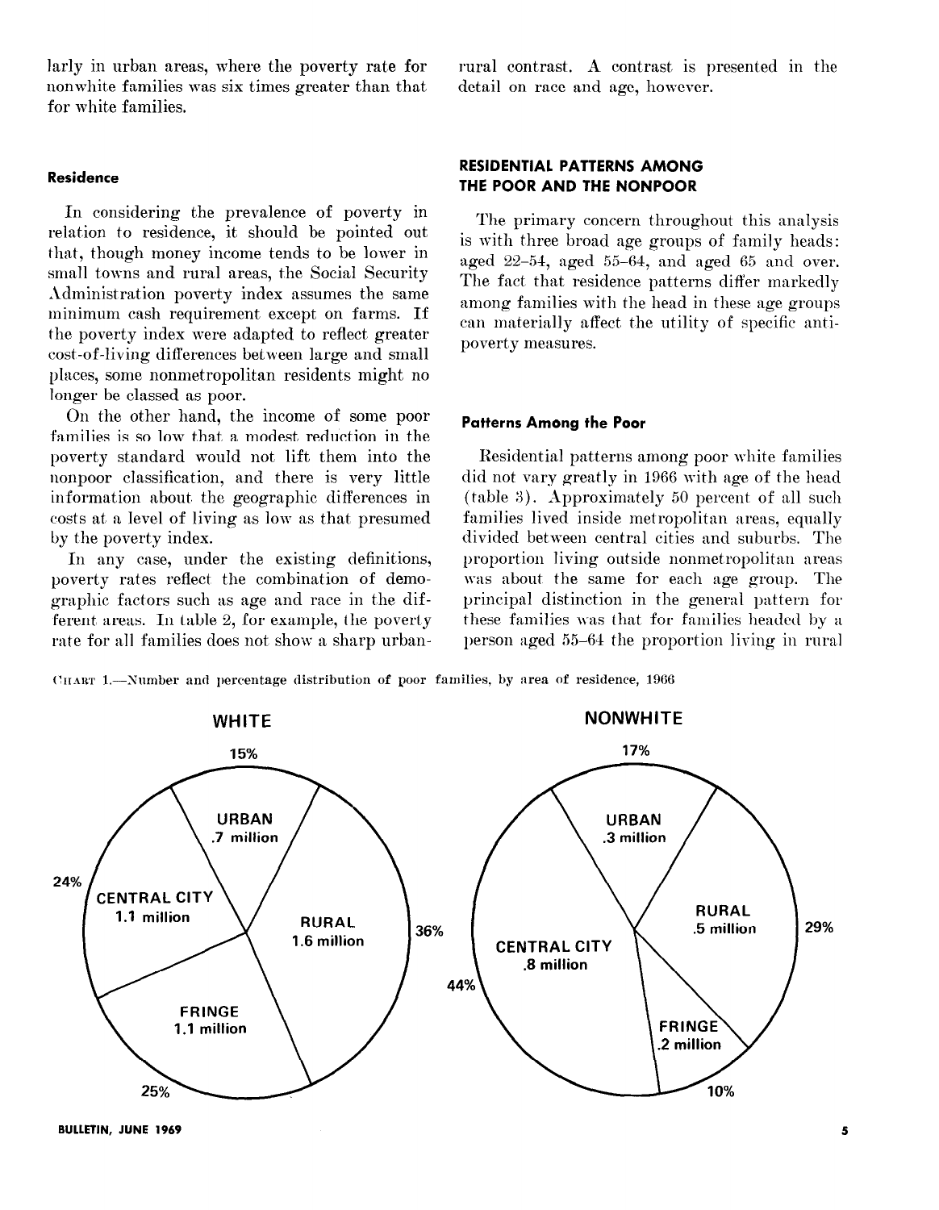larly in urban areas, where the poverty rate for nonwhite families was six times greater than that for white families.

### Residence

In considering the prevalence of poverty in relation to residence, it should be pointed out that, though money income tends to be lower in small towns and rural areas, the Social Security Administration poverty index assumes the same minimum cash requirement except on farms. If the poverty index were adapted to reflect greater cost-of-living differences between large and small places, some nonmetropolitan residents might no longer be classed as poor.

On the other hand, the income of some poor families is so low that a modest reduction in the poverty standard would not lift them into the nonpoor classification, and there is very little information about the geographic differences in costs at a level of living as low as that presumed by the poverty index.

In any case, under the existing definitions, poverty rates reflect the combination of demographic factors such as age and race in the different areas. In table 2, for example, the poverty rate for all families does not show a sharp urban-rural contrast. A contrast is presented in the detail on race and age, however.

## RESIDENTIAL PATTERNS AMONG THE POOR AND THE NONPOOR

The primary concern throughout this analysis is with three broad age groups of family heads: aged 22–54, aged 55–64, and aged 65 and over. The fact that residence patterns differ markedly among families with the head in these age groups can materially affect the utility of specific antipoverty measures.

### Patterns Among the Poor

Residential patterns among poor white families did not vary greatly in 1966 with age of the head (table 3). Approximately 50 percent of all such families lived inside metropolitan areas, equally divided between central cities and suburbs. The proportion living outside nonmetropolitan areas was about the same for each age group. The principal distinction in the general pattern for these families was that for families headed by a person aged 55–64 the proportion living in rural

CHART 1.—Number and percentage distribution of poor families, by area of residence, 1966

| Area | White | | Nonwhite | |
|---|---|---|---|---|
| | Number | Percent | Number | Percent |
| Urban | .7 million | 15% | .3 million | 17% |
| Rural | 1.6 million | 36% | .5 million | 29% |
| Fringe | 1.1 million | 25% | .2 million | 10% |
| Central city | 1.1 million | 24% | .8 million | 44% |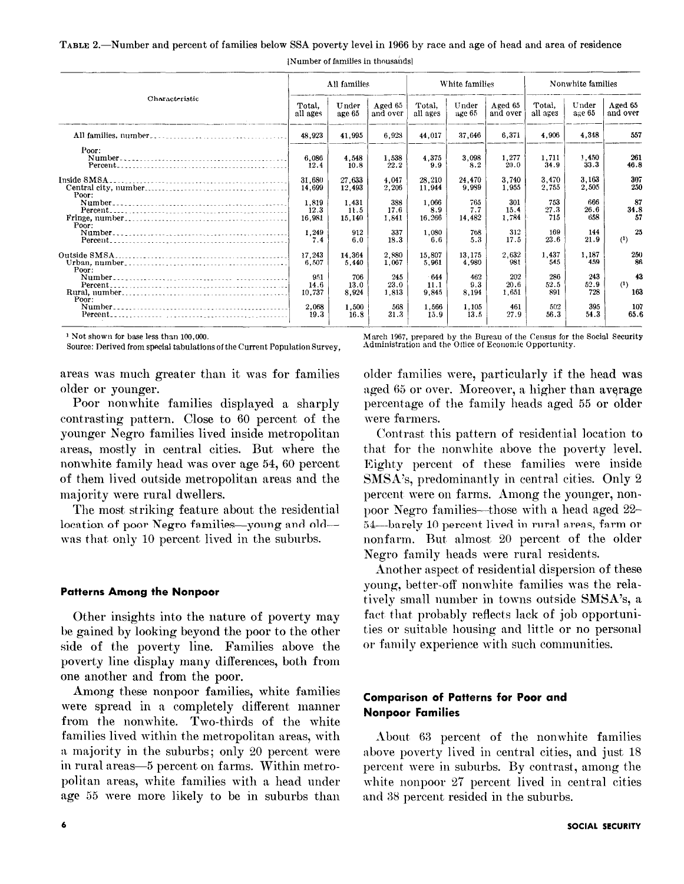TABLE 2.—Number and percent of families below SSA poverty level in 1966 by race and age of head and area of residence

[Number of families in thousands]

| Characteristic | All families | | | White families | | | Nonwhite families | | |
|---|---|---|---|---|---|---|---|---|---|
| | Total, all ages | Under age 65 | Aged 65 and over | Total, all ages | Under age 65 | Aged 65 and over | Total, all ages | Under age 65 | Aged 65 and over |
| All families, number | 48,923 | 41,995 | 6,928 | 44,017 | 37,646 | 6,371 | 4,906 | 4,348 | 557 |
| Poor: | | | | | | | | | |
| Number | 6,086 | 4,548 | 1,538 | 4,375 | 3,098 | 1,277 | 1,711 | 1,450 | 261 |
| Percent | 12.4 | 10.8 | 22.2 | 9.9 | 8.2 | 20.0 | 34.9 | 33.3 | 46.8 |
| Inside SMSA | 31,680 | 27,633 | 4,047 | 28,210 | 24,470 | 3,740 | 3,470 | 3,163 | 307 |
| Central city, number | 14,699 | 12,493 | 2,206 | 11,944 | 9,989 | 1,955 | 2,755 | 2,505 | 250 |
| Poor: | | | | | | | | | |
| Number | 1,819 | 1,431 | 388 | 1,066 | 765 | 301 | 753 | 666 | 87 |
| Percent | 12.3 | 11.5 | 17.6 | 8.9 | 7.7 | 15.4 | 27.3 | 26.6 | 34.8 |
| Fringe, number | 16,981 | 15,140 | 1,841 | 16,266 | 14,482 | 1,784 | 715 | 658 | 57 |
| Poor: | | | | | | | | | |
| Number | 1,249 | 912 | 337 | 1,080 | 768 | 312 | 169 | 144 | 25 |
| Percent | 7.4 | 6.0 | 18.3 | 6.6 | 5.3 | 17.5 | 23.6 | 21.9 | (1) |
| Outside SMSA | 17,243 | 14,364 | 2,880 | 15,807 | 13,175 | 2,632 | 1,437 | 1,187 | 250 |
| Urban, number | 6,507 | 5,440 | 1,067 | 5,961 | 4,980 | 981 | 545 | 459 | 86 |
| Poor: | | | | | | | | | |
| Number | 951 | 706 | 245 | 644 | 462 | 202 | 286 | 243 | 43 |
| Percent | 14.6 | 13.0 | 23.0 | 11.1 | 9.3 | 20.6 | 52.5 | 52.9 | (1) |
| Rural, number | 10,737 | 8,924 | 1,813 | 9,845 | 8,194 | 1,651 | 891 | 728 | 163 |
| Poor: | | | | | | | | | |
| Number | 2,068 | 1,500 | 568 | 1,566 | 1,105 | 461 | 502 | 395 | 107 |
| Percent | 19.3 | 16.8 | 31.3 | 15.9 | 13.5 | 27.9 | 56.3 | 54.3 | 65.6 |

[1] Not shown for base less than 100,000.

Source: Derived from special tabulations of the Current Population Survey, March 1967, prepared by the Bureau of the Census for the Social Security Administration and the Office of Economic Opportunity.

areas was much greater than it was for families older or younger.

Poor nonwhite families displayed a sharply contrasting pattern. Close to 60 percent of the younger Negro families lived inside metropolitan areas, mostly in central cities. But where the nonwhite family head was over age 54, 60 percent of them lived outside metropolitan areas and the majority were rural dwellers.

The most striking feature about the residential location of poor Negro families—young and old—was that only 10 percent lived in the suburbs.

#### Patterns Among the Nonpoor

Other insights into the nature of poverty may be gained by looking beyond the poor to the other side of the poverty line. Families above the poverty line display many differences, both from one another and from the poor.

Among these nonpoor families, white families were spread in a completely different manner from the nonwhite. Two-thirds of the white families lived within the metropolitan areas, with a majority in the suburbs; only 20 percent were in rural areas—5 percent on farms. Within metropolitan areas, white families with a head under age 55 were more likely to be in suburbs than older families were, particularly if the head was aged 65 or over. Moreover, a higher than average percentage of the family heads aged 55 or older were farmers.

Contrast this pattern of residential location to that for the nonwhite above the poverty level. Eighty percent of these families were inside SMSA's, predominantly in central cities. Only 2 percent were on farms. Among the younger, nonpoor Negro families—those with a head aged 22–54—barely 10 percent lived in rural areas, farm or nonfarm. But almost 20 percent of the older Negro family heads were rural residents.

Another aspect of residential dispersion of these young, better-off nonwhite families was the relatively small number in towns outside SMSA's, a fact that probably reflects lack of job opportunities or suitable housing and little or no personal or family experience with such communities.

#### Comparison of Patterns for Poor and Nonpoor Families

About 63 percent of the nonwhite families above poverty lived in central cities, and just 18 percent were in suburbs. By contrast, among the white nonpoor 27 percent lived in central cities and 38 percent resided in the suburbs.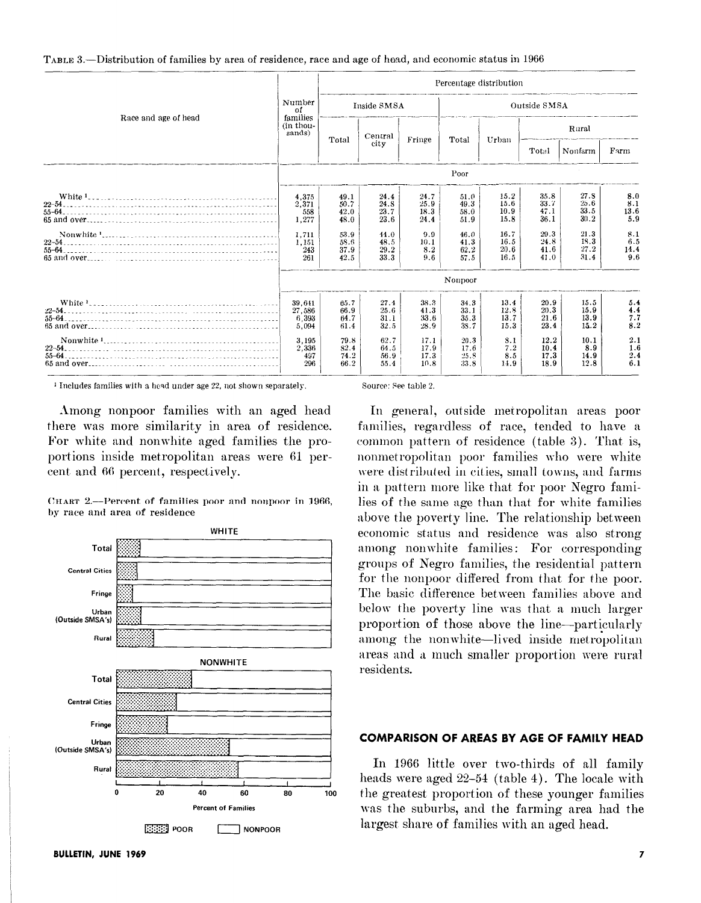TABLE 3.—Distribution of families by area of residence, race and age of head, and economic status in 1966

| Race and age of head | Number of families (in thousands) | Percentage distribution | | | | | | | |
|---|---|---|---|---|---|---|---|---|---|
| | | Inside SMSA | | | Outside SMSA | | | | |
| | | Total | Central city | Fringe | Total | Urban | Rural | | |
| | | | | | | | Total | Nonfarm | Farm |
| | | Poor | | | | | | | |
| White [1] | 4,375 | 49.1 | 24.4 | 24.7 | 51.0 | 15.2 | 35.8 | 27.8 | 8.0 |
| 22–54 | 2,371 | 50.7 | 24.8 | 25.9 | 49.3 | 15.6 | 33.7 | 25.6 | 8.1 |
| 55–64 | 558 | 42.0 | 23.7 | 18.3 | 58.0 | 10.9 | 47.1 | 33.5 | 13.6 |
| 65 and over | 1,277 | 48.0 | 23.6 | 24.4 | 51.9 | 15.8 | 36.1 | 30.2 | 5.9 |
| Nonwhite [1] | 1,711 | 53.9 | 44.0 | 9.9 | 46.0 | 16.7 | 29.3 | 21.3 | 8.1 |
| 22–54 | 1,151 | 58.6 | 48.5 | 10.1 | 41.3 | 16.5 | 24.8 | 18.3 | 6.5 |
| 55–64 | 243 | 37.9 | 29.2 | 8.2 | 62.2 | 20.6 | 41.6 | 27.2 | 14.4 |
| 65 and over | 261 | 42.5 | 33.3 | 9.6 | 57.5 | 16.5 | 41.0 | 31.4 | 9.6 |
| | | Nonpoor | | | | | | | |
| White [1] | 39,641 | 65.7 | 27.4 | 38.3 | 34.3 | 13.4 | 20.9 | 15.5 | 5.4 |
| 22–54 | 27,586 | 66.9 | 25.6 | 41.3 | 33.1 | 12.8 | 20.3 | 15.9 | 4.4 |
| 55–64 | 6,393 | 64.7 | 31.1 | 33.6 | 35.3 | 13.7 | 21.6 | 13.9 | 7.7 |
| 65 and over | 5,094 | 61.4 | 32.5 | 28.9 | 38.7 | 15.3 | 23.4 | 15.2 | 8.2 |
| Nonwhite [1] | 3,195 | 79.8 | 62.7 | 17.1 | 20.3 | 8.1 | 12.2 | 10.1 | 2.1 |
| 22–54 | 2,336 | 82.4 | 64.5 | 17.9 | 17.6 | 7.2 | 10.4 | 8.9 | 1.6 |
| 55–64 | 497 | 74.2 | 56.9 | 17.3 | 25.8 | 8.5 | 17.3 | 14.9 | 2.4 |
| 65 and over | 296 | 66.2 | 55.4 | 10.8 | 33.8 | 14.9 | 18.9 | 12.8 | 6.1 |

[1] Includes families with a head under age 22, not shown separately.

Source: See table 2.

Among nonpoor families with an aged head there was more similarity in area of residence. For white and nonwhite aged families the proportions inside metropolitan areas were 61 percent and 66 percent, respectively.

CHART 2.—Percent of families poor and nonpoor in 1966, by race and area of residence

In general, outside metropolitan areas poor families, regardless of race, tended to have a common pattern of residence (table 3). That is, nonmetropolitan poor families who were white were distributed in cities, small towns, and farms in a pattern more like that for poor Negro families of the same age than that for white families above the poverty line. The relationship between economic status and residence was also strong among nonwhite families: For corresponding groups of Negro families, the residential pattern for the nonpoor differed from that for the poor. The basic difference between families above and below the poverty line was that a much larger proportion of those above the line—particularly among the nonwhite—lived inside metropolitan areas and a much smaller proportion were rural residents.

## COMPARISON OF AREAS BY AGE OF FAMILY HEAD

In 1966 little over two-thirds of all family heads were aged 22–54 (table 4). The locale with the greatest proportion of these younger families was the suburbs, and the farming area had the largest share of families with an aged head.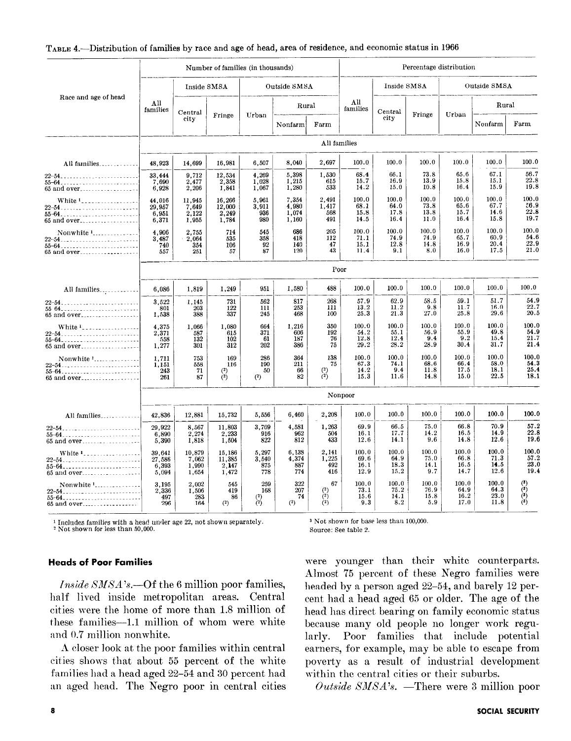TABLE 4.—Distribution of families by race and age of head, area of residence, and economic status in 1966

| Race and age of head | Number of families (in thousands) | | | | | | Percentage distribution | | | | | |
|---|---|---|---|---|---|---|---|---|---|---|---|---|
| | All families | Inside SMSA | | Outside SMSA | | | All families | Inside SMSA | | Outside SMSA | | |
| | | Central city | Fringe | Urban | Rural | | | Central city | Fringe | Urban | Rural | |
| | | | | | Nonfarm | Farm | | | | | Nonfarm | Farm |
| | **All families** | | | | | | | | | | | |
| All families | 48,923 | 14,699 | 16,981 | 6,507 | 8,040 | 2,697 | 100.0 | 100.0 | 100.0 | 100.0 | 100.0 | 100.0 |
| 22–54 | 33,444 | 9,712 | 12,534 | 4,269 | 5,398 | 1,530 | 68.4 | 66.1 | 73.8 | 65.6 | 67.1 | 56.7 |
| 55–64 | 7,690 | 2,477 | 2,358 | 1,028 | 1,215 | 615 | 15.7 | 16.9 | 13.9 | 15.8 | 15.1 | 22.8 |
| 65 and over | 6,928 | 2,206 | 1,841 | 1,067 | 1,280 | 533 | 14.2 | 15.0 | 10.8 | 16.4 | 15.9 | 19.8 |
| White [1] | 44,016 | 11,945 | 16,266 | 5,961 | 7,354 | 2,491 | 100.0 | 100.0 | 100.0 | 100.0 | 100.0 | 100.0 |
| 22–54 | 29,957 | 7,649 | 12,000 | 3,911 | 4,980 | 1,417 | 68.1 | 64.0 | 73.8 | 65.6 | 67.7 | 56.9 |
| 55–64 | 6,951 | 2,122 | 2,249 | 936 | 1,074 | 568 | 15.8 | 17.8 | 13.8 | 15.7 | 14.6 | 22.8 |
| 65 and over | 6,371 | 1,955 | 1,784 | 980 | 1,160 | 491 | 14.5 | 16.4 | 11.0 | 16.4 | 15.8 | 19.7 |
| Nonwhite [1] | 4,906 | 2,755 | 714 | 545 | 686 | 205 | 100.0 | 100.0 | 100.0 | 100.0 | 100.0 | 100.0 |
| 22–54 | 3,487 | 2,064 | 535 | 358 | 418 | 112 | 71.1 | 74.9 | 74.9 | 65.7 | 60.9 | 54.6 |
| 55–64 | 740 | 354 | 106 | 92 | 140 | 47 | 15.1 | 12.8 | 14.8 | 16.9 | 20.4 | 22.9 |
| 65 and over | 557 | 251 | 57 | 87 | 120 | 43 | 11.4 | 9.1 | 8.0 | 16.0 | 17.5 | 21.0 |
| | **Poor** | | | | | | | | | | | |
| All families | 6,086 | 1,819 | 1,249 | 951 | 1,580 | 488 | 100.0 | 100.0 | 100.0 | 100.0 | 100.0 | 100.0 |
| 22–54 | 3,522 | 1,145 | 731 | 562 | 817 | 268 | 57.9 | 62.9 | 58.5 | 59.1 | 51.7 | 54.9 |
| 55–64 | 801 | 203 | 122 | 111 | 253 | 111 | 13.2 | 11.2 | 9.8 | 11.7 | 16.0 | 22.7 |
| 65 and over | 1,538 | 388 | 337 | 245 | 468 | 100 | 25.3 | 21.3 | 27.0 | 25.8 | 29.6 | 20.5 |
| White [1] | 4,375 | 1,066 | 1,080 | 664 | 1,216 | 350 | 100.0 | 100.0 | 100.0 | 100.0 | 100.0 | 100.0 |
| 22–54 | 2,371 | 587 | 615 | 371 | 606 | 192 | 54.2 | 55.1 | 56.9 | 55.9 | 49.8 | 54.9 |
| 55–64 | 558 | 132 | 102 | 61 | 187 | 76 | 12.8 | 12.4 | 9.4 | 9.2 | 15.4 | 21.7 |
| 65 and over | 1,277 | 301 | 312 | 202 | 386 | 75 | 29.2 | 28.2 | 28.9 | 30.4 | 31.7 | 21.4 |
| Nonwhite [1] | 1,711 | 753 | 169 | 286 | 364 | 138 | 100.0 | 100.0 | 100.0 | 100.0 | 100.0 | 100.0 |
| 22–54 | 1,151 | 558 | 116 | 190 | 211 | 75 | 67.3 | 74.1 | 68.6 | 66.4 | 58.0 | 54.3 |
| 55–64 | 243 | 71 | (2) | 50 | 66 | (2) | 14.2 | 9.4 | 11.8 | 17.5 | 18.1 | 25.4 |
| 65 and over | 261 | 87 | (2) | (2) | 82 | (2) | 15.3 | 11.6 | 14.8 | 15.0 | 22.5 | 18.1 |
| | **Nonpoor** | | | | | | | | | | | |
| All families | 42,836 | 12,881 | 15,732 | 5,556 | 6,460 | 2,208 | 100.0 | 100.0 | 100.0 | 100.0 | 100.0 | 100.0 |
| 22–54 | 29,922 | 8,567 | 11,803 | 3,709 | 4,581 | 1,263 | 69.9 | 66.5 | 75.0 | 66.8 | 70.9 | 57.2 |
| 55–64 | 6,890 | 2,274 | 2,233 | 916 | 962 | 504 | 16.1 | 17.7 | 14.2 | 16.5 | 14.9 | 22.8 |
| 65 and over | 5,390 | 1,818 | 1,504 | 822 | 812 | 433 | 12.6 | 14.1 | 9.6 | 14.8 | 12.6 | 19.6 |
| White [1] | 39,641 | 10,879 | 15,186 | 5,297 | 6,138 | 2,141 | 100.0 | 100.0 | 100.0 | 100.0 | 100.0 | 100.0 |
| 22–54 | 27,586 | 7,062 | 11,385 | 3,540 | 4,374 | 1,225 | 69.6 | 64.9 | 75.0 | 66.8 | 71.3 | 57.2 |
| 55–64 | 6,393 | 1,990 | 2,147 | 875 | 887 | 492 | 16.1 | 18.3 | 14.1 | 16.5 | 14.5 | 23.0 |
| 65 and over | 5,094 | 1,654 | 1,472 | 778 | 774 | 416 | 12.9 | 15.2 | 9.7 | 14.7 | 12.6 | 19.4 |
| Nonwhite [1] | 3,195 | 2,002 | 545 | 259 | 322 | 67 | 100.0 | 100.0 | 100.0 | 100.0 | 100.0 | (3) |
| 22–54 | 2,336 | 1,506 | 419 | 168 | 207 | (2) | 73.1 | 75.2 | 76.9 | 64.9 | 64.3 | (3) |
| 55–64 | 497 | 283 | 86 | (2) | 74 | (2) | 15.6 | 14.1 | 15.8 | 16.2 | 23.0 | (3) |
| 65 and over | 296 | 164 | (2) | (2) | (2) | (2) | 9.3 | 8.2 | 5.9 | 17.0 | 11.8 | (3) |

[1] Includes families with a head under age 22, not shown separately.
[2] Not shown for less than 50,000.
[3] Not shown for base less than 100,000.
Source: See table 2.

## Heads of Poor Families

*Inside SMSA's.*—Of the 6 million poor families, half lived inside metropolitan areas. Central cities were the home of more than 1.8 million of these families—1.1 million of whom were white and 0.7 million nonwhite.

A closer look at the poor families within central cities shows that about 55 percent of the white families had a head aged 22–54 and 30 percent had an aged head. The Negro poor in central cities were younger than their white counterparts. Almost 75 percent of these Negro families were headed by a person aged 22–54, and barely 12 percent had a head aged 65 or older. The age of the head has direct bearing on family economic status because many old people no longer work regularly. Poor families that include potential earners, for example, may be able to escape from poverty as a result of industrial development within the central cities or their suburbs.

*Outside SMSA's.* —There were 3 million poor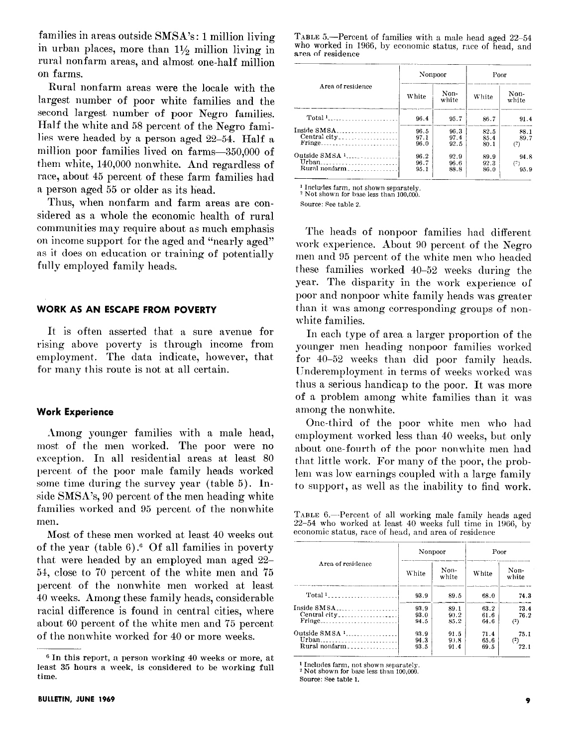families in areas outside SMSA's: 1 million living in urban places, more than 1½ million living in rural nonfarm areas, and almost one-half million on farms.

Rural nonfarm areas were the locale with the largest number of poor white families and the second largest number of poor Negro families. Half the white and 58 percent of the Negro families were headed by a person aged 22–54. Half a million poor families lived on farms—350,000 of them white, 140,000 nonwhite. And regardless of race, about 45 percent of these farm families had a person aged 55 or older as its head.

Thus, when nonfarm and farm areas are considered as a whole the economic health of rural communities may require about as much emphasis on income support for the aged and "nearly aged" as it does on education or training of potentially fully employed family heads.

## WORK AS AN ESCAPE FROM POVERTY

It is often asserted that a sure avenue for rising above poverty is through income from employment. The data indicate, however, that for many this route is not at all certain.

### Work Experience

Among younger families with a male head, most of the men worked. The poor were no exception. In all residential areas at least 80 percent of the poor male family heads worked some time during the survey year (table 5). Inside SMSA's, 90 percent of the men heading white families worked and 95 percent of the nonwhite men.

Most of these men worked at least 40 weeks out of the year (table 6).[6] Of all families in poverty that were headed by an employed man aged 22–54, close to 70 percent of the white men and 75 percent of the nonwhite men worked at least 40 weeks. Among these family heads, considerable racial difference is found in central cities, where about 60 percent of the white men and 75 percent of the nonwhite worked for 40 or more weeks.

[6] In this report, a person working 40 weeks or more, at least 35 hours a week, is considered to be working full time.

TABLE 5.—Percent of families with a male head aged 22–54 who worked in 1966, by economic status, race of head, and area of residence

| Area of residence | Nonpoor | | Poor | |
|---|---|---|---|---|
| | White | Nonwhite | White | Nonwhite |
| Total [1] | 96.4 | 95.7 | 86.7 | 91.4 |
| Inside SMSA | 96.5 | 96.3 | 82.5 | 88.1 |
| Central city | 97.1 | 97.4 | 85.4 | 89.7 |
| Fringe | 96.0 | 92.5 | 80.1 | (2) |
| Outside SMSA [1] | 96.2 | 92.9 | 89.9 | 94.8 |
| Urban | 96.7 | 96.6 | 92.3 | (2) |
| Rural nonfarm | 95.1 | 88.8 | 86.0 | 95.9 |

[1] Includes farm, not shown separately.
[2] Not shown for base less than 100,000.

Source: See table 2.

The heads of nonpoor families had different work experience. About 90 percent of the Negro men and 95 percent of the white men who headed these families worked 40–52 weeks during the year. The disparity in the work experience of poor and nonpoor white family heads was greater than it was among corresponding groups of nonwhite families.

In each type of area a larger proportion of the younger men heading nonpoor families worked for 40–52 weeks than did poor family heads. Underemployment in terms of weeks worked was thus a serious handicap to the poor. It was more of a problem among white families than it was among the nonwhite.

One-third of the poor white men who had employment worked less than 40 weeks, but only about one-fourth of the poor nonwhite men had that little work. For many of the poor, the problem was low earnings coupled with a large family to support, as well as the inability to find work.

TABLE 6.—Percent of all working male family heads aged 22–54 who worked at least 40 weeks full time in 1966, by economic status, race of head, and area of residence

| Area of residence | Nonpoor | | Poor | |
|---|---|---|---|---|
| | White | Nonwhite | White | Nonwhite |
| Total [1] | 93.9 | 89.5 | 68.0 | 74.3 |
| Inside SMSA | 93.9 | 89.1 | 63.2 | 73.4 |
| Central city | 93.0 | 90.2 | 61.6 | 76.2 |
| Fringe | 94.5 | 85.2 | 64.6 | (2) |
| Outside SMSA [1] | 93.9 | 91.5 | 71.4 | 75.1 |
| Urban | 94.3 | 90.8 | 65.6 | (2) |
| Rural nonfarm | 93.5 | 91.4 | 69.5 | 72.1 |

[1] Includes farm, not shown separately.
[2] Not shown for base less than 100,000.

Source: See table 1.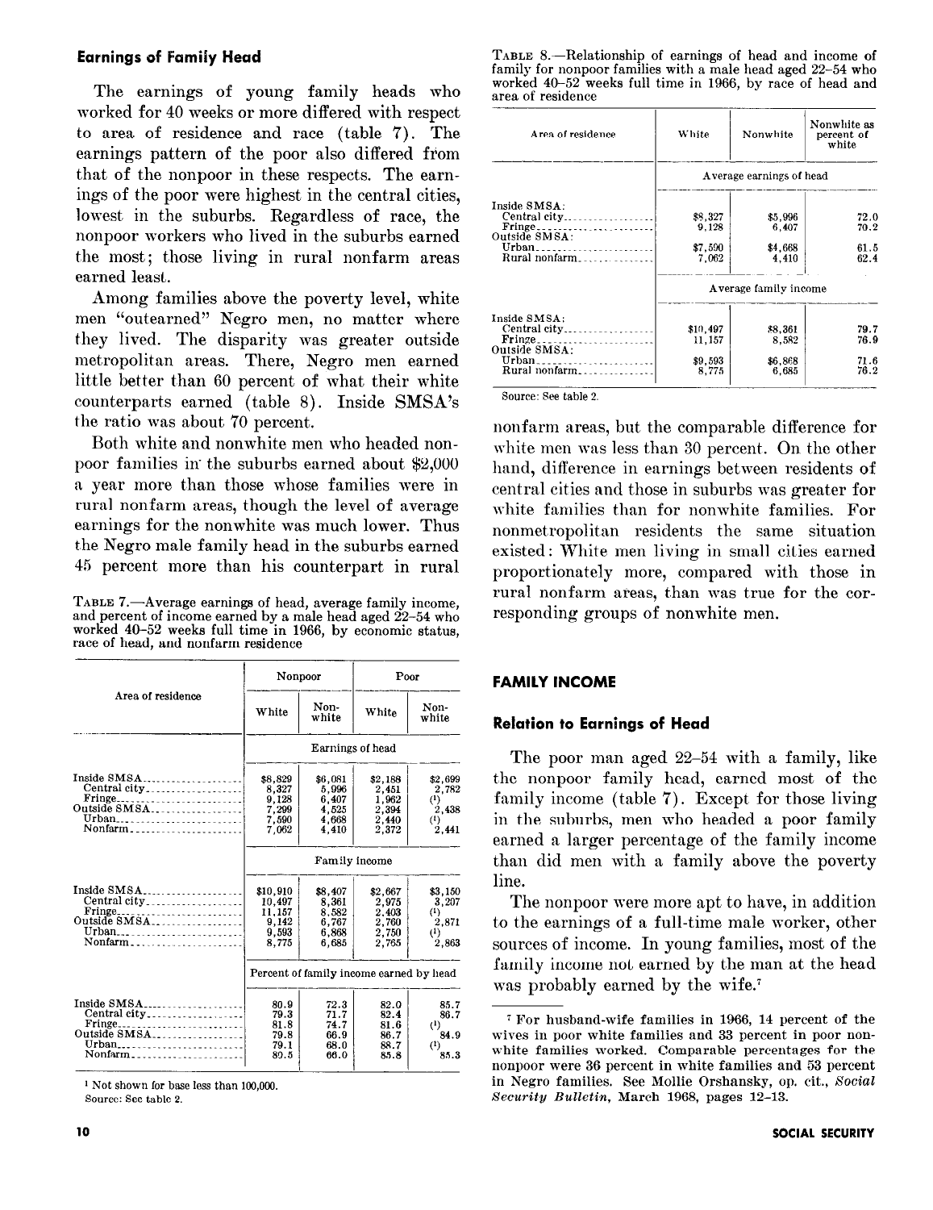### Earnings of Family Head

The earnings of young family heads who worked for 40 weeks or more differed with respect to area of residence and race (table 7). The earnings pattern of the poor also differed from that of the nonpoor in these respects. The earnings of the poor were highest in the central cities, lowest in the suburbs. Regardless of race, the nonpoor workers who lived in the suburbs earned the most; those living in rural nonfarm areas earned least.

Among families above the poverty level, white men "outearned" Negro men, no matter where they lived. The disparity was greater outside metropolitan areas. There, Negro men earned little better than 60 percent of what their white counterparts earned (table 8). Inside SMSA's the ratio was about 70 percent.

Both white and nonwhite men who headed nonpoor families in the suburbs earned about $2,000 a year more than those whose families were in rural nonfarm areas, though the level of average earnings for the nonwhite was much lower. Thus the Negro male family head in the suburbs earned 45 percent more than his counterpart in rural nonfarm areas, but the comparable difference for white men was less than 30 percent. On the other hand, difference in earnings between residents of central cities and those in suburbs was greater for white families than for nonwhite families. For nonmetropolitan residents the same situation existed: White men living in small cities earned proportionately more, compared with those in rural nonfarm areas, than was true for the corresponding groups of nonwhite men.

TABLE 7.—Average earnings of head, average family income, and percent of income earned by a male head aged 22–54 who worked 40–52 weeks full time in 1966, by economic status, race of head, and nonfarm residence

| Area of residence | Nonpoor | | Poor | |
|---|---|---|---|---|
| | White | Nonwhite | White | Nonwhite |
| | Earnings of head | | | |
| Inside SMSA | $8,829 | $6,081 | $2,188 | $2,699 |
| Central city | 8,327 | 5,996 | 2,451 | 2,782 |
| Fringe | 9,128 | 6,407 | 1,962 | (1) |
| Outside SMSA | 7,299 | 4,525 | 2,394 | 2,438 |
| Urban | 7,590 | 4,668 | 2,440 | (1) |
| Nonfarm | 7,062 | 4,410 | 2,372 | 2,441 |
| | Family income | | | |
| Inside SMSA | $10,910 | $8,407 | $2,667 | $3,150 |
| Central city | 10,497 | 8,361 | 2,975 | 3,207 |
| Fringe | 11,157 | 8,582 | 2,403 | (1) |
| Outside SMSA | 9,142 | 6,767 | 2,760 | 2,871 |
| Urban | 9,593 | 6,868 | 2,750 | (1) |
| Nonfarm | 8,775 | 6,685 | 2,765 | 2,863 |
| | Percent of family income earned by head | | | |
| Inside SMSA | 80.9 | 72.3 | 82.0 | 85.7 |
| Central city | 79.3 | 71.7 | 82.4 | 86.7 |
| Fringe | 81.8 | 74.7 | 81.6 | (1) |
| Outside SMSA | 79.8 | 66.9 | 86.7 | 84.9 |
| Urban | 79.1 | 68.0 | 88.7 | (1) |
| Nonfarm | 80.5 | 66.0 | 85.8 | 85.3 |

[1] Not shown for base less than 100,000.
Source: See table 2.

TABLE 8.—Relationship of earnings of head and income of family for nonpoor families with a male head aged 22–54 who worked 40–52 weeks full time in 1966, by race of head and area of residence

| Area of residence | White | Nonwhite | Nonwhite as percent of white |
|---|---|---|---|
| | Average earnings of head | | |
| Inside SMSA: | | | |
| Central city | $8,327 | $5,996 | 72.0 |
| Fringe | 9,128 | 6,407 | 70.2 |
| Outside SMSA: | | | |
| Urban | $7,590 | $4,668 | 61.5 |
| Rural nonfarm | 7,062 | 4,410 | 62.4 |
| | Average family income | | |
| Inside SMSA: | | | |
| Central city | $10,497 | $8,361 | 79.7 |
| Fringe | 11,157 | 8,582 | 76.9 |
| Outside SMSA: | | | |
| Urban | $9,593 | $6,868 | 71.6 |
| Rural nonfarm | 8,775 | 6,685 | 76.2 |

Source: See table 2.

## FAMILY INCOME

### Relation to Earnings of Head

The poor man aged 22–54 with a family, like the nonpoor family head, earned most of the family income (table 7). Except for those living in the suburbs, men who headed a poor family earned a larger percentage of the family income than did men with a family above the poverty line.

The nonpoor were more apt to have, in addition to the earnings of a full-time male worker, other sources of income. In young families, most of the family income not earned by the man at the head was probably earned by the wife.[7]

[7] For husband-wife families in 1966, 14 percent of the wives in poor white families and 33 percent in poor nonwhite families worked. Comparable percentages for the nonpoor were 36 percent in white families and 53 percent in Negro families. See Mollie Orshansky, op. cit., *Social Security Bulletin*, March 1968, pages 12–13.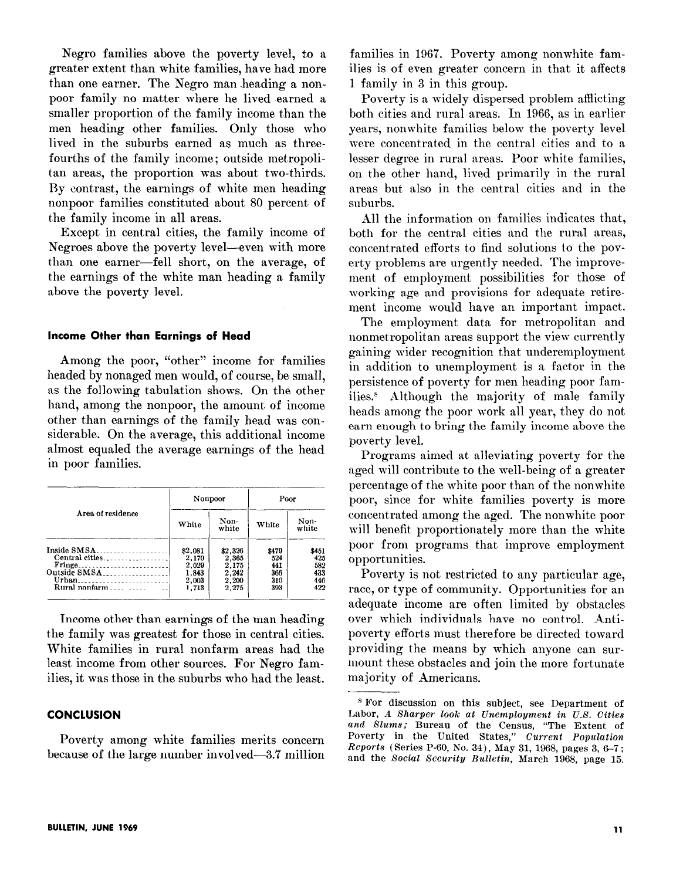Negro families above the poverty level, to a greater extent than white families, have had more than one earner. The Negro man heading a nonpoor family no matter where he lived earned a smaller proportion of the family income than the men heading other families. Only those who lived in the suburbs earned as much as three-fourths of the family income; outside metropolitan areas, the proportion was about two-thirds. By contrast, the earnings of white men heading nonpoor families constituted about 80 percent of the family income in all areas.

Except in central cities, the family income of Negroes above the poverty level—even with more than one earner—fell short, on the average, of the earnings of the white man heading a family above the poverty level.

### Income Other than Earnings of Head

Among the poor, "other" income for families headed by nonaged men would, of course, be small, as the following tabulation shows. On the other hand, among the nonpoor, the amount of income other than earnings of the family head was considerable. On the average, this additional income almost equaled the average earnings of the head in poor families.

| Area of residence | Nonpoor | | Poor | |
|---|---|---|---|---|
| | White | Non-white | White | Non-white |
| Inside SMSA | $2,081 | $2,326 | $479 | $451 |
| Central cities | 2,170 | 2,365 | 524 | 425 |
| Fringe | 2,029 | 2,175 | 441 | 582 |
| Outside SMSA | 1,843 | 2,242 | 366 | 433 |
| Urban | 2,003 | 2,200 | 310 | 446 |
| Rural nonfarm | 1,713 | 2,275 | 393 | 422 |

Income other than earnings of the man heading the family was greatest for those in central cities. White families in rural nonfarm areas had the least income from other sources. For Negro families, it was those in the suburbs who had the least.

## CONCLUSION

Poverty among white families merits concern because of the large number involved—3.7 million families in 1967. Poverty among nonwhite families is of even greater concern in that it affects 1 family in 3 in this group.

Poverty is a widely dispersed problem afflicting both cities and rural areas. In 1966, as in earlier years, nonwhite families below the poverty level were concentrated in the central cities and to a lesser degree in rural areas. Poor white families, on the other hand, lived primarily in the rural areas but also in the central cities and in the suburbs.

All the information on families indicates that, both for the central cities and the rural areas, concentrated efforts to find solutions to the poverty problems are urgently needed. The improvement of employment possibilities for those of working age and provisions for adequate retirement income would have an important impact.

The employment data for metropolitan and nonmetropolitan areas support the view currently gaining wider recognition that underemployment in addition to unemployment is a factor in the persistence of poverty for men heading poor families.[8] Although the majority of male family heads among the poor work all year, they do not earn enough to bring the family income above the poverty level.

Programs aimed at alleviating poverty for the aged will contribute to the well-being of a greater percentage of the white poor than of the nonwhite poor, since for white families poverty is more concentrated among the aged. The nonwhite poor will benefit proportionately more than the white poor from programs that improve employment opportunities.

Poverty is not restricted to any particular age, race, or type of community. Opportunities for an adequate income are often limited by obstacles over which individuals have no control. Antipoverty efforts must therefore be directed toward providing the means by which anyone can surmount these obstacles and join the more fortunate majority of Americans.

[8] For discussion on this subject, see Department of Labor, *A Sharper look at Unemployment in U.S. Cities and Slums;* Bureau of the Census, "The Extent of Poverty in the United States," *Current Population Reports* (Series P-60, No. 34), May 31, 1968, pages 3, 6–7; and the *Social Security Bulletin*, March 1968, page 15.